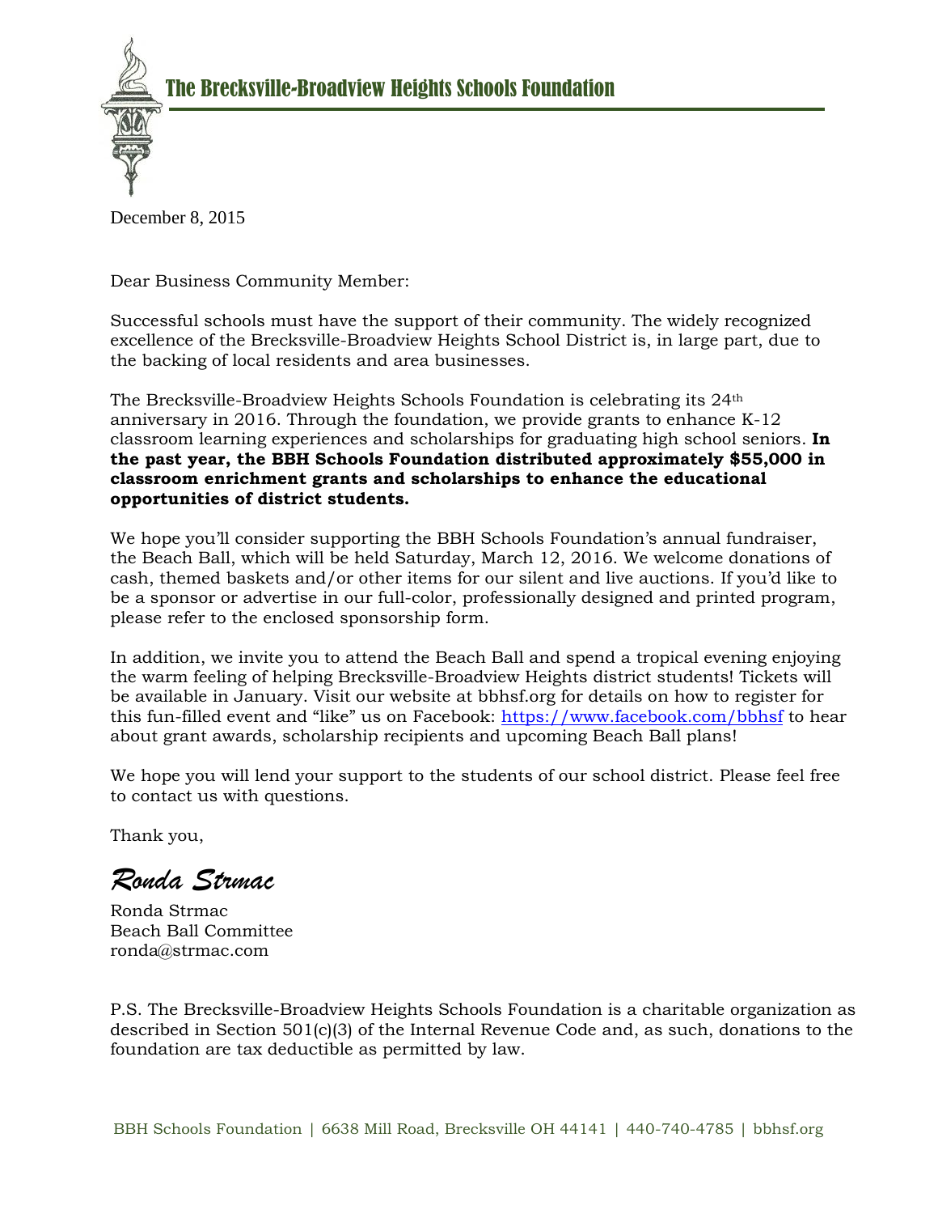# The Brecksville-Broadview Heights Schools Foundation

December 8, 2015

Dear Business Community Member:

Successful schools must have the support of their community. The widely recognized excellence of the Brecksville-Broadview Heights School District is, in large part, due to the backing of local residents and area businesses.

The Brecksville-Broadview Heights Schools Foundation is celebrating its 24th anniversary in 2016. Through the foundation, we provide grants to enhance K-12 classroom learning experiences and scholarships for graduating high school seniors. **In the past year, the BBH Schools Foundation distributed approximately $55,000 in classroom enrichment grants and scholarships to enhance the educational opportunities of district students.**

We hope you'll consider supporting the BBH Schools Foundation's annual fundraiser, the Beach Ball, which will be held Saturday, March 12, 2016. We welcome donations of cash, themed baskets and/or other items for our silent and live auctions. If you'd like to be a sponsor or advertise in our full-color, professionally designed and printed program, please refer to the enclosed sponsorship form.

In addition, we invite you to attend the Beach Ball and spend a tropical evening enjoying the warm feeling of helping Brecksville-Broadview Heights district students! Tickets will be available in January. Visit our website at bbhsf.org for details on how to register for this fun-filled event and "like" us on Facebook: [https://www.facebook.com/bbhsf](https://www.facebook.com/bbhsf) to hear about grant awards, scholarship recipients and upcoming Beach Ball plans!

We hope you will lend your support to the students of our school district. Please feel free to contact us with questions.

Thank you,

*Ronda Strmac*

Ronda Strmac
Beach Ball Committee
ronda@strmac.com

P.S. The Brecksville-Broadview Heights Schools Foundation is a charitable organization as described in Section 501(c)(3) of the Internal Revenue Code and, as such, donations to the foundation are tax deductible as permitted by law.

BBH Schools Foundation | 6638 Mill Road, Brecksville OH 44141 | 440-740-4785 | bbhsf.org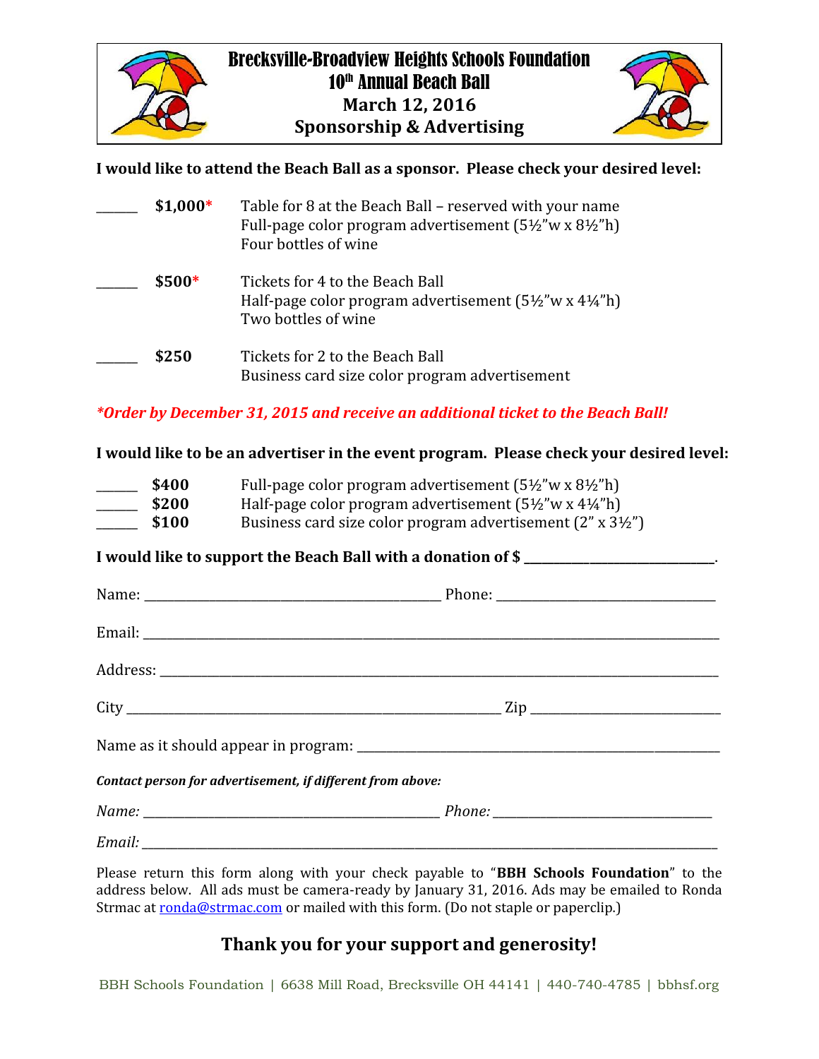# Brecksville-Broadview Heights Schools Foundation
## 10th Annual Beach Ball
## March 12, 2016
## Sponsorship & Advertising

**I would like to attend the Beach Ball as a sponsor. Please check your desired level:**

______ **$1,000*** Table for 8 at the Beach Ball – reserved with your name
Full-page color program advertisement (5½"w x 8½"h)
Four bottles of wine

______ **$500*** Tickets for 4 to the Beach Ball
Half-page color program advertisement (5½"w x 4¼"h)
Two bottles of wine

______ **$250** Tickets for 2 to the Beach Ball
Business card size color program advertisement

***Order by December 31, 2015 and receive an additional ticket to the Beach Ball!***

**I would like to be an advertiser in the event program. Please check your desired level:**

______ **$400** Full-page color program advertisement (5½"w x 8½"h)
______ **$200** Half-page color program advertisement (5½"w x 4¼"h)
______ **$100** Business card size color program advertisement (2" x 3½")

**I would like to support the Beach Ball with a donation of $ ____________________________.**

Name: ____________________________________________ Phone: ________________________________

Email: ____________________________________________________________________________________

Address: __________________________________________________________________________________

City ________________________________________________________ Zip ____________________________

Name as it should appear in program: ___________________________________________________

***Contact person for advertisement, if different from above:***

*Name:* ____________________________________________ *Phone:* ________________________________

*Email:* ____________________________________________________________________________________

Please return this form along with your check payable to "**BBH Schools Foundation**" to the address below. All ads must be camera-ready by January 31, 2016. Ads may be emailed to Ronda Strmac at ronda@strmac.com or mailed with this form. (Do not staple or paperclip.)

## Thank you for your support and generosity!

BBH Schools Foundation | 6638 Mill Road, Brecksville OH 44141 | 440-740-4785 | bbhsf.org